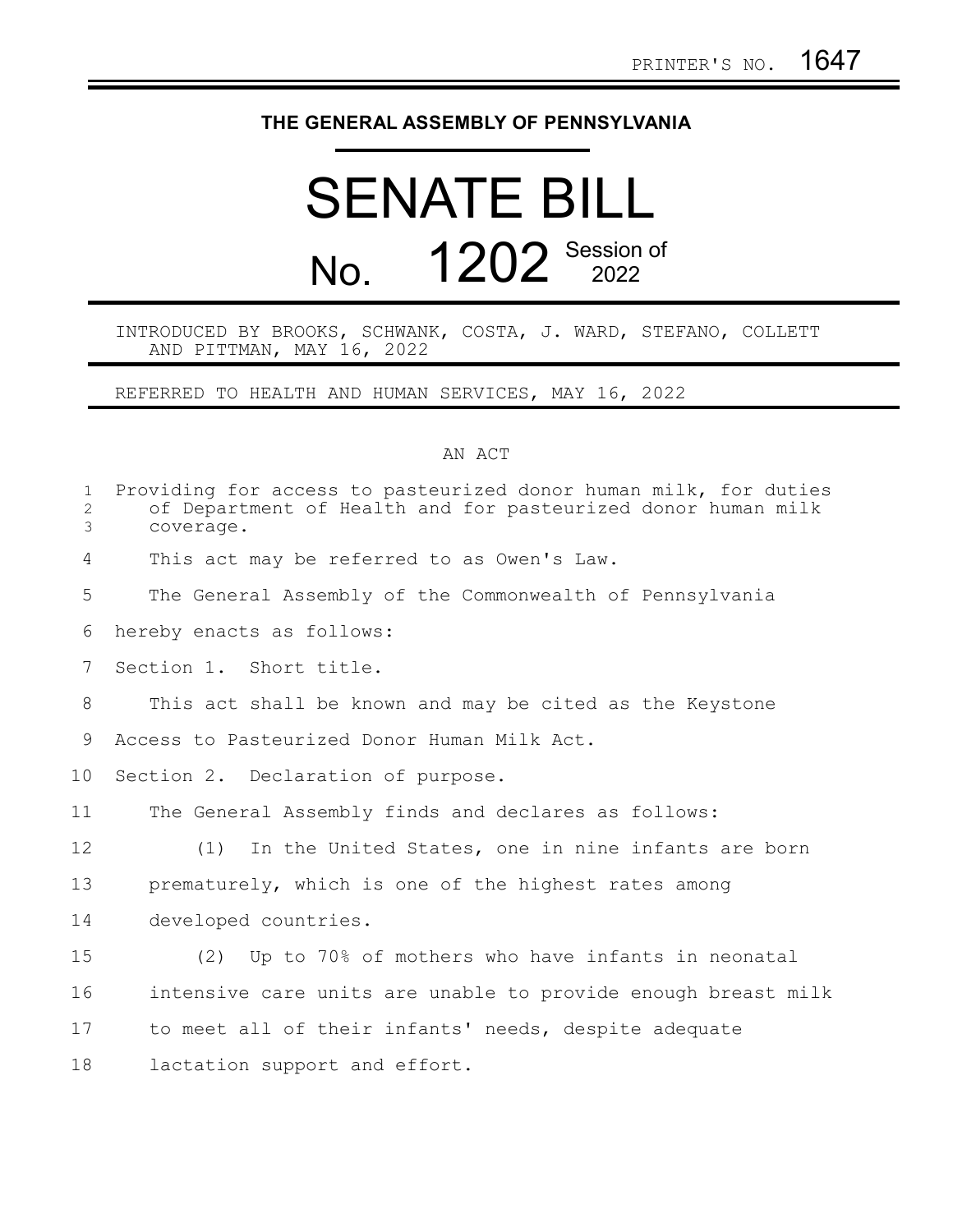PRINTER'S NO. 1647

# THE GENERAL ASSEMBLY OF PENNSYLVANIA

# SENATE BILL

## No. 1202 Session of 2022

INTRODUCED BY BROOKS, SCHWANK, COSTA, J. WARD, STEFANO, COLLETT AND PITTMAN, MAY 16, 2022

REFERRED TO HEALTH AND HUMAN SERVICES, MAY 16, 2022

AN ACT

Providing for access to pasteurized donor human milk, for duties of Department of Health and for pasteurized donor human milk coverage.

This act may be referred to as Owen's Law.

The General Assembly of the Commonwealth of Pennsylvania hereby enacts as follows:

Section 1. Short title.

This act shall be known and may be cited as the Keystone Access to Pasteurized Donor Human Milk Act.

Section 2. Declaration of purpose.

The General Assembly finds and declares as follows:

(1) In the United States, one in nine infants are born prematurely, which is one of the highest rates among developed countries.

(2) Up to 70% of mothers who have infants in neonatal intensive care units are unable to provide enough breast milk to meet all of their infants' needs, despite adequate lactation support and effort.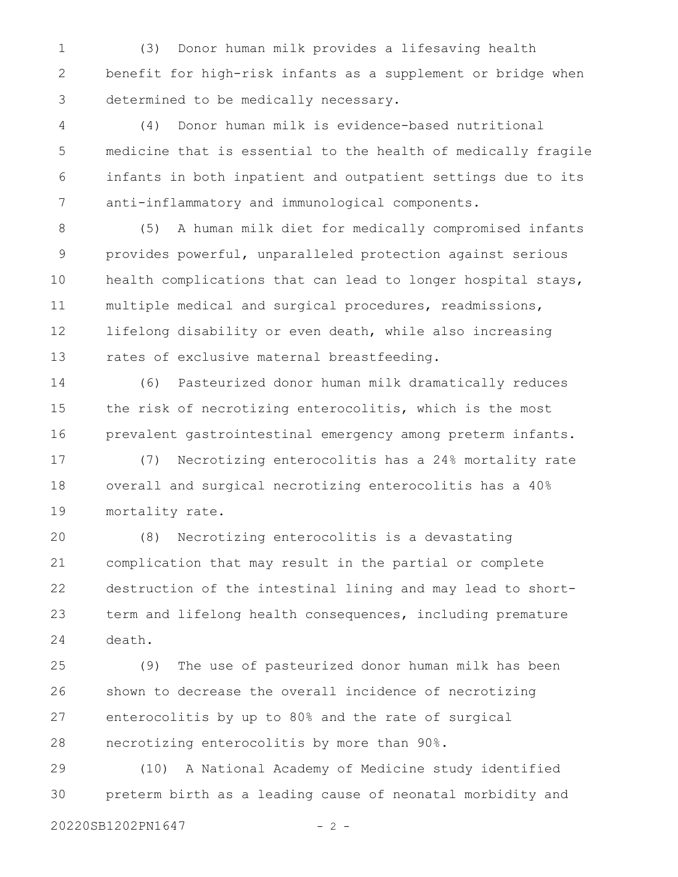(3) Donor human milk provides a lifesaving health benefit for high-risk infants as a supplement or bridge when determined to be medically necessary.

(4) Donor human milk is evidence-based nutritional medicine that is essential to the health of medically fragile infants in both inpatient and outpatient settings due to its anti-inflammatory and immunological components.

(5) A human milk diet for medically compromised infants provides powerful, unparalleled protection against serious health complications that can lead to longer hospital stays, multiple medical and surgical procedures, readmissions, lifelong disability or even death, while also increasing rates of exclusive maternal breastfeeding.

(6) Pasteurized donor human milk dramatically reduces the risk of necrotizing enterocolitis, which is the most prevalent gastrointestinal emergency among preterm infants.

(7) Necrotizing enterocolitis has a 24% mortality rate overall and surgical necrotizing enterocolitis has a 40% mortality rate.

(8) Necrotizing enterocolitis is a devastating complication that may result in the partial or complete destruction of the intestinal lining and may lead to short-term and lifelong health consequences, including premature death.

(9) The use of pasteurized donor human milk has been shown to decrease the overall incidence of necrotizing enterocolitis by up to 80% and the rate of surgical necrotizing enterocolitis by more than 90%.

(10) A National Academy of Medicine study identified preterm birth as a leading cause of neonatal morbidity and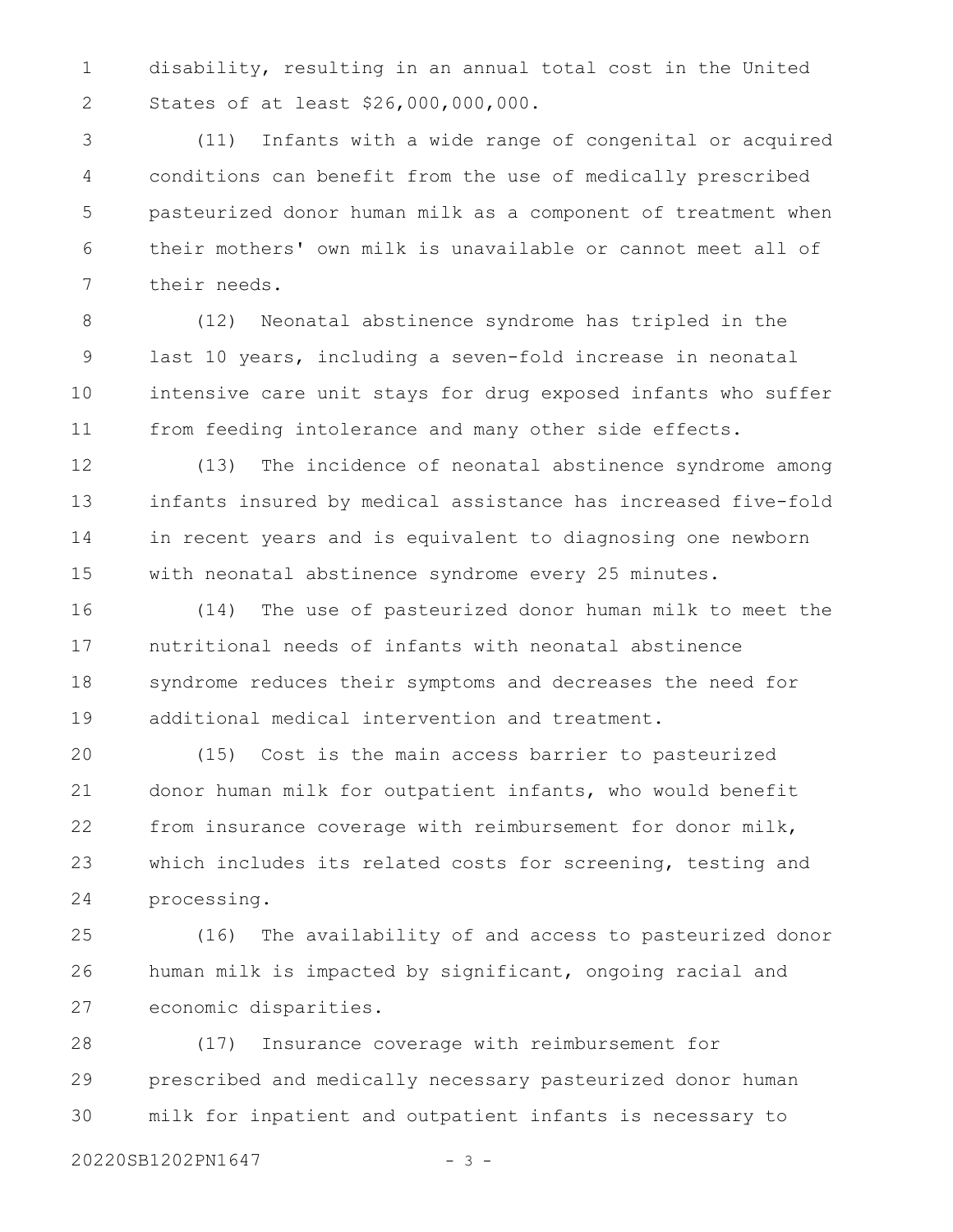disability, resulting in an annual total cost in the United States of at least $26,000,000,000.

(11) Infants with a wide range of congenital or acquired conditions can benefit from the use of medically prescribed pasteurized donor human milk as a component of treatment when their mothers' own milk is unavailable or cannot meet all of their needs.

(12) Neonatal abstinence syndrome has tripled in the last 10 years, including a seven-fold increase in neonatal intensive care unit stays for drug exposed infants who suffer from feeding intolerance and many other side effects.

(13) The incidence of neonatal abstinence syndrome among infants insured by medical assistance has increased five-fold in recent years and is equivalent to diagnosing one newborn with neonatal abstinence syndrome every 25 minutes.

(14) The use of pasteurized donor human milk to meet the nutritional needs of infants with neonatal abstinence syndrome reduces their symptoms and decreases the need for additional medical intervention and treatment.

(15) Cost is the main access barrier to pasteurized donor human milk for outpatient infants, who would benefit from insurance coverage with reimbursement for donor milk, which includes its related costs for screening, testing and processing.

(16) The availability of and access to pasteurized donor human milk is impacted by significant, ongoing racial and economic disparities.

(17) Insurance coverage with reimbursement for prescribed and medically necessary pasteurized donor human milk for inpatient and outpatient infants is necessary to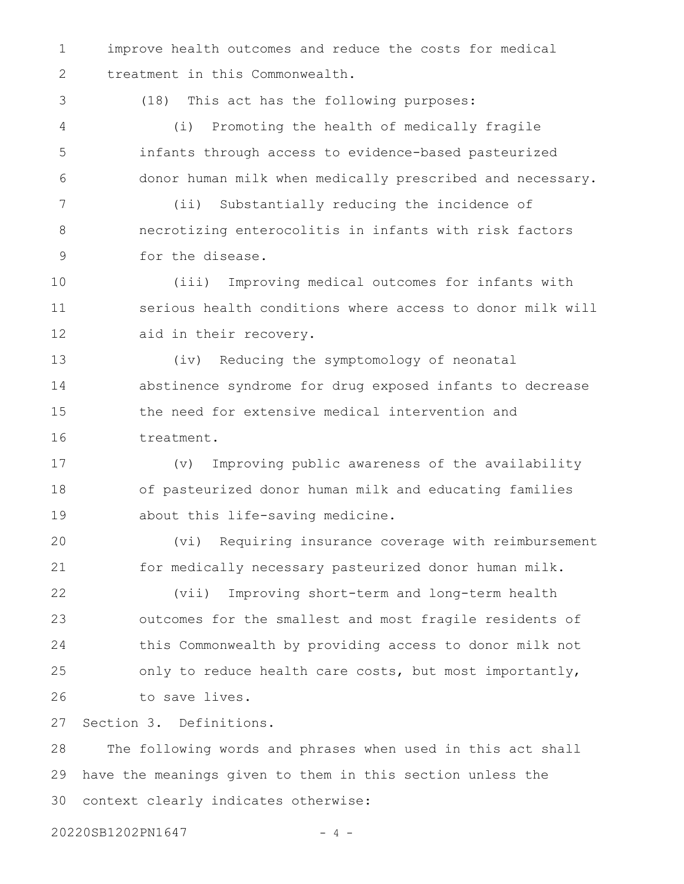improve health outcomes and reduce the costs for medical treatment in this Commonwealth.

(18) This act has the following purposes:

(i) Promoting the health of medically fragile infants through access to evidence-based pasteurized donor human milk when medically prescribed and necessary.

(ii) Substantially reducing the incidence of necrotizing enterocolitis in infants with risk factors for the disease.

(iii) Improving medical outcomes for infants with serious health conditions where access to donor milk will aid in their recovery.

(iv) Reducing the symptomology of neonatal abstinence syndrome for drug exposed infants to decrease the need for extensive medical intervention and treatment.

(v) Improving public awareness of the availability of pasteurized donor human milk and educating families about this life-saving medicine.

(vi) Requiring insurance coverage with reimbursement for medically necessary pasteurized donor human milk.

(vii) Improving short-term and long-term health outcomes for the smallest and most fragile residents of this Commonwealth by providing access to donor milk not only to reduce health care costs, but most importantly, to save lives.

Section 3. Definitions.

The following words and phrases when used in this act shall have the meanings given to them in this section unless the context clearly indicates otherwise: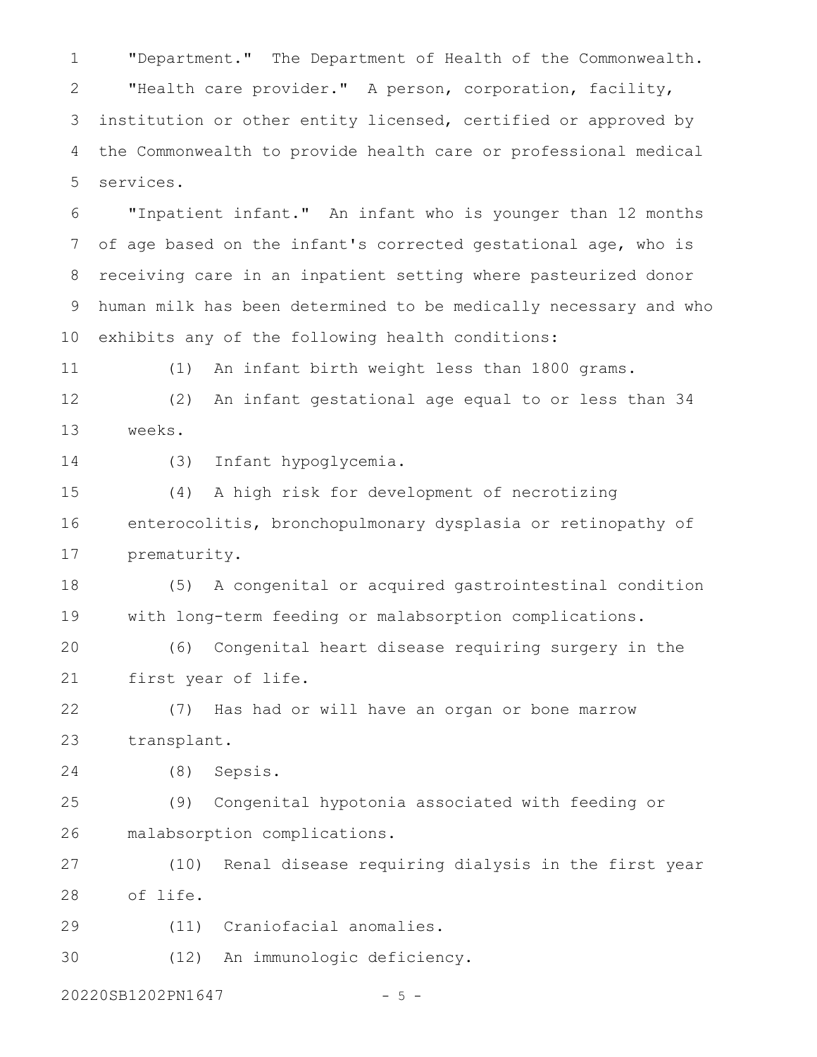"Department." The Department of Health of the Commonwealth.

"Health care provider." A person, corporation, facility, institution or other entity licensed, certified or approved by the Commonwealth to provide health care or professional medical services.

"Inpatient infant." An infant who is younger than 12 months of age based on the infant's corrected gestational age, who is receiving care in an inpatient setting where pasteurized donor human milk has been determined to be medically necessary and who exhibits any of the following health conditions:

(1) An infant birth weight less than 1800 grams.

(2) An infant gestational age equal to or less than 34 weeks.

(3) Infant hypoglycemia.

(4) A high risk for development of necrotizing enterocolitis, bronchopulmonary dysplasia or retinopathy of prematurity.

(5) A congenital or acquired gastrointestinal condition with long-term feeding or malabsorption complications.

(6) Congenital heart disease requiring surgery in the first year of life.

(7) Has had or will have an organ or bone marrow transplant.

(8) Sepsis.

(9) Congenital hypotonia associated with feeding or malabsorption complications.

(10) Renal disease requiring dialysis in the first year of life.

(11) Craniofacial anomalies.

(12) An immunologic deficiency.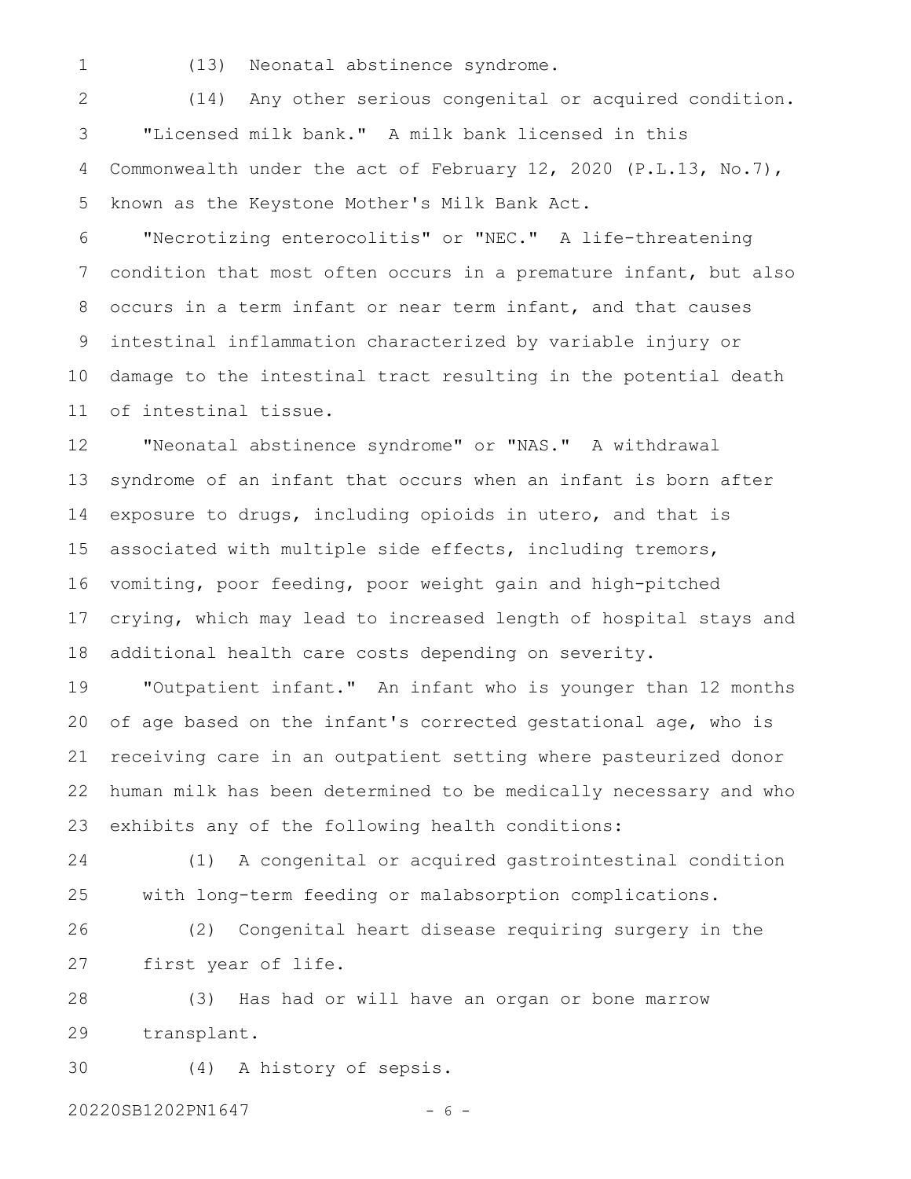(13) Neonatal abstinence syndrome.

(14) Any other serious congenital or acquired condition.

"Licensed milk bank." A milk bank licensed in this Commonwealth under the act of February 12, 2020 (P.L.13, No.7), known as the Keystone Mother's Milk Bank Act.

"Necrotizing enterocolitis" or "NEC." A life-threatening condition that most often occurs in a premature infant, but also occurs in a term infant or near term infant, and that causes intestinal inflammation characterized by variable injury or damage to the intestinal tract resulting in the potential death of intestinal tissue.

"Neonatal abstinence syndrome" or "NAS." A withdrawal syndrome of an infant that occurs when an infant is born after exposure to drugs, including opioids in utero, and that is associated with multiple side effects, including tremors, vomiting, poor feeding, poor weight gain and high-pitched crying, which may lead to increased length of hospital stays and additional health care costs depending on severity.

"Outpatient infant." An infant who is younger than 12 months of age based on the infant's corrected gestational age, who is receiving care in an outpatient setting where pasteurized donor human milk has been determined to be medically necessary and who exhibits any of the following health conditions:

(1) A congenital or acquired gastrointestinal condition with long-term feeding or malabsorption complications.

(2) Congenital heart disease requiring surgery in the first year of life.

(3) Has had or will have an organ or bone marrow transplant.

(4) A history of sepsis.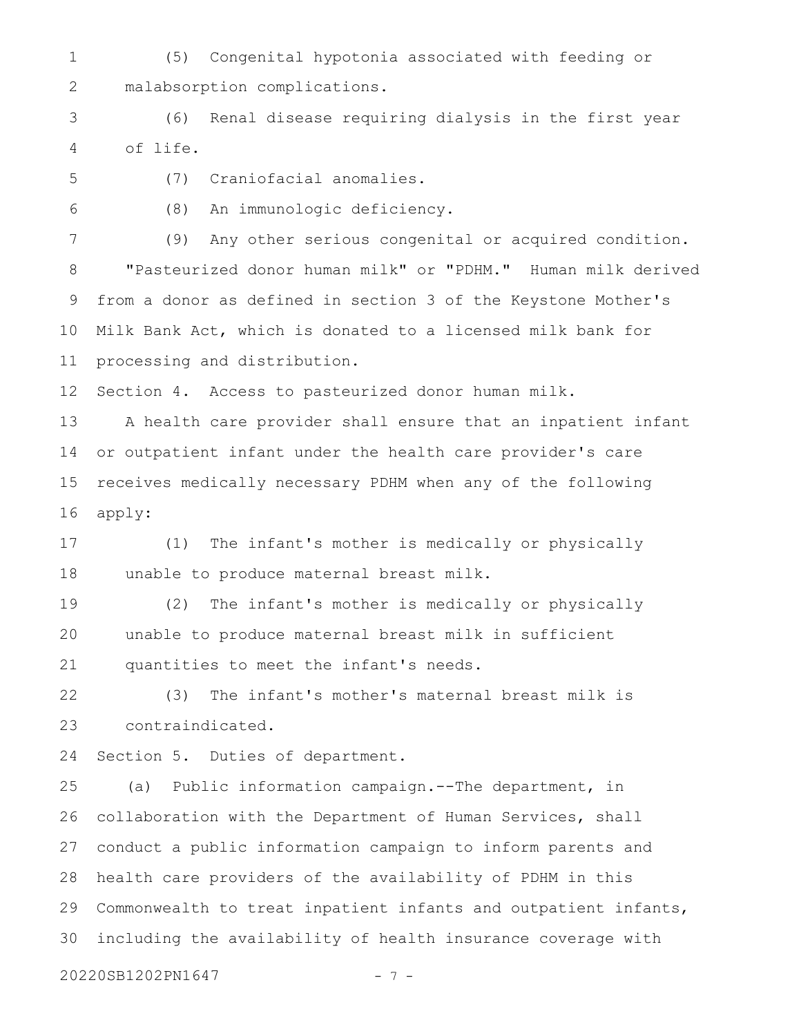(5) Congenital hypotonia associated with feeding or malabsorption complications.

(6) Renal disease requiring dialysis in the first year of life.

(7) Craniofacial anomalies.

(8) An immunologic deficiency.

(9) Any other serious congenital or acquired condition.

"Pasteurized donor human milk" or "PDHM." Human milk derived from a donor as defined in section 3 of the Keystone Mother's Milk Bank Act, which is donated to a licensed milk bank for processing and distribution.

Section 4. Access to pasteurized donor human milk.

A health care provider shall ensure that an inpatient infant or outpatient infant under the health care provider's care receives medically necessary PDHM when any of the following apply:

(1) The infant's mother is medically or physically unable to produce maternal breast milk.

(2) The infant's mother is medically or physically unable to produce maternal breast milk in sufficient quantities to meet the infant's needs.

(3) The infant's mother's maternal breast milk is contraindicated.

Section 5. Duties of department.

(a) Public information campaign.--The department, in collaboration with the Department of Human Services, shall conduct a public information campaign to inform parents and health care providers of the availability of PDHM in this Commonwealth to treat inpatient infants and outpatient infants, including the availability of health insurance coverage with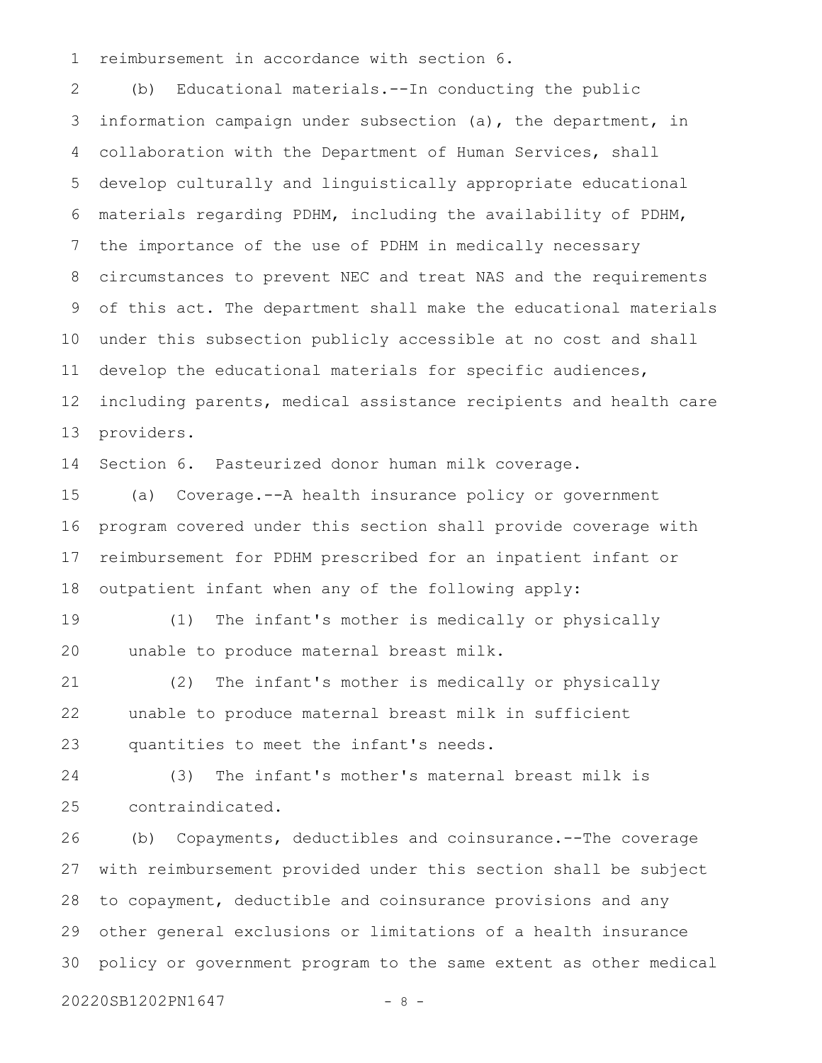reimbursement in accordance with section 6.

(b) Educational materials.--In conducting the public information campaign under subsection (a), the department, in collaboration with the Department of Human Services, shall develop culturally and linguistically appropriate educational materials regarding PDHM, including the availability of PDHM, the importance of the use of PDHM in medically necessary circumstances to prevent NEC and treat NAS and the requirements of this act. The department shall make the educational materials under this subsection publicly accessible at no cost and shall develop the educational materials for specific audiences, including parents, medical assistance recipients and health care providers.

Section 6. Pasteurized donor human milk coverage.

(a) Coverage.--A health insurance policy or government program covered under this section shall provide coverage with reimbursement for PDHM prescribed for an inpatient infant or outpatient infant when any of the following apply:

(1) The infant's mother is medically or physically unable to produce maternal breast milk.

(2) The infant's mother is medically or physically unable to produce maternal breast milk in sufficient quantities to meet the infant's needs.

(3) The infant's mother's maternal breast milk is contraindicated.

(b) Copayments, deductibles and coinsurance.--The coverage with reimbursement provided under this section shall be subject to copayment, deductible and coinsurance provisions and any other general exclusions or limitations of a health insurance policy or government program to the same extent as other medical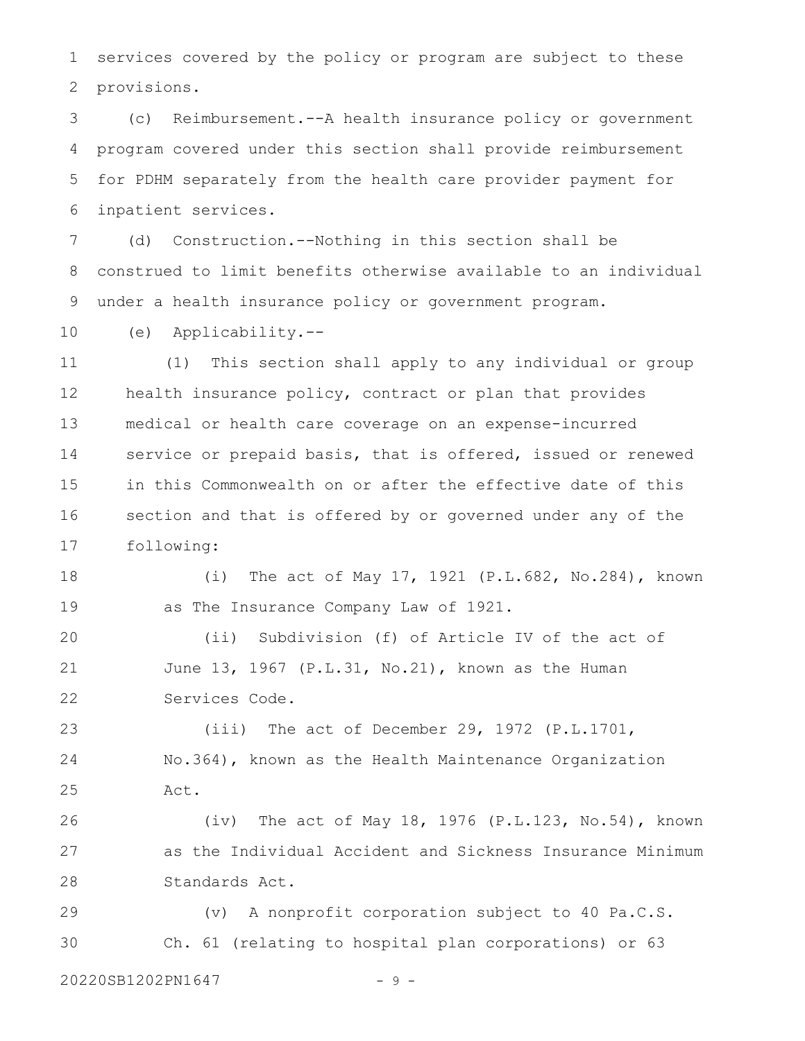services covered by the policy or program are subject to these provisions.

(c) Reimbursement.--A health insurance policy or government program covered under this section shall provide reimbursement for PDHM separately from the health care provider payment for inpatient services.

(d) Construction.--Nothing in this section shall be construed to limit benefits otherwise available to an individual under a health insurance policy or government program.

(e) Applicability.--

(1) This section shall apply to any individual or group health insurance policy, contract or plan that provides medical or health care coverage on an expense-incurred service or prepaid basis, that is offered, issued or renewed in this Commonwealth on or after the effective date of this section and that is offered by or governed under any of the following:

(i) The act of May 17, 1921 (P.L.682, No.284), known as The Insurance Company Law of 1921.

(ii) Subdivision (f) of Article IV of the act of June 13, 1967 (P.L.31, No.21), known as the Human Services Code.

(iii) The act of December 29, 1972 (P.L.1701, No.364), known as the Health Maintenance Organization Act.

(iv) The act of May 18, 1976 (P.L.123, No.54), known as the Individual Accident and Sickness Insurance Minimum Standards Act.

(v) A nonprofit corporation subject to 40 Pa.C.S. Ch. 61 (relating to hospital plan corporations) or 63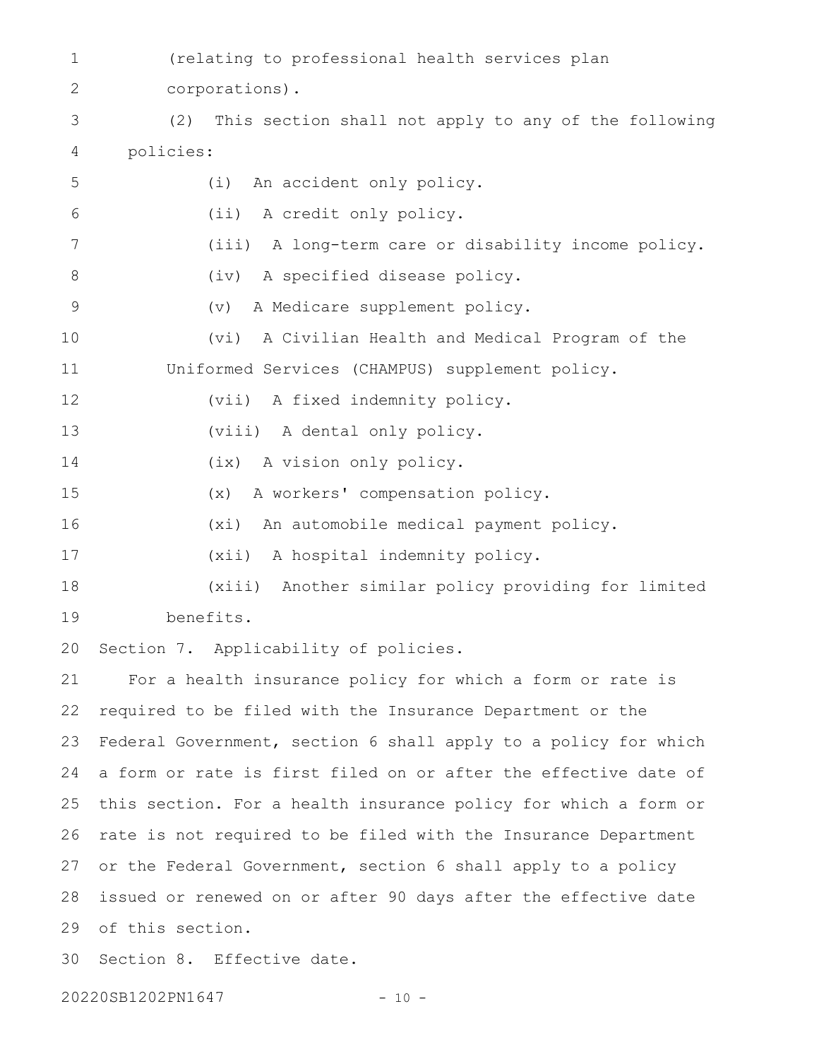(relating to professional health services plan corporations).

(2) This section shall not apply to any of the following policies:

(i) An accident only policy.

(ii) A credit only policy.

(iii) A long-term care or disability income policy.

(iv) A specified disease policy.

(v) A Medicare supplement policy.

(vi) A Civilian Health and Medical Program of the Uniformed Services (CHAMPUS) supplement policy.

(vii) A fixed indemnity policy.

(viii) A dental only policy.

(ix) A vision only policy.

(x) A workers' compensation policy.

(xi) An automobile medical payment policy.

(xii) A hospital indemnity policy.

(xiii) Another similar policy providing for limited benefits.

Section 7. Applicability of policies.

For a health insurance policy for which a form or rate is required to be filed with the Insurance Department or the Federal Government, section 6 shall apply to a policy for which a form or rate is first filed on or after the effective date of this section. For a health insurance policy for which a form or rate is not required to be filed with the Insurance Department or the Federal Government, section 6 shall apply to a policy issued or renewed on or after 90 days after the effective date of this section.

Section 8. Effective date.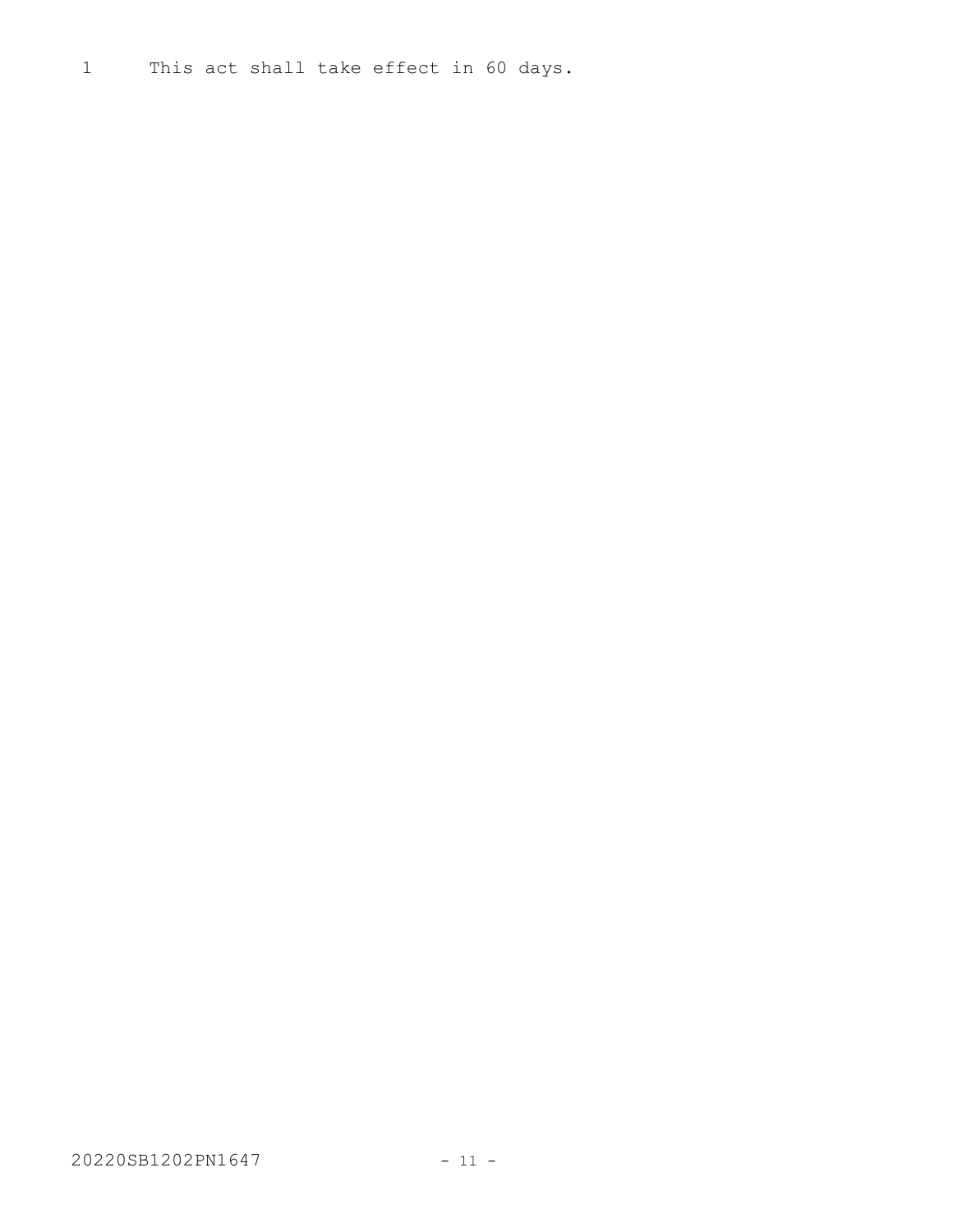This act shall take effect in 60 days.